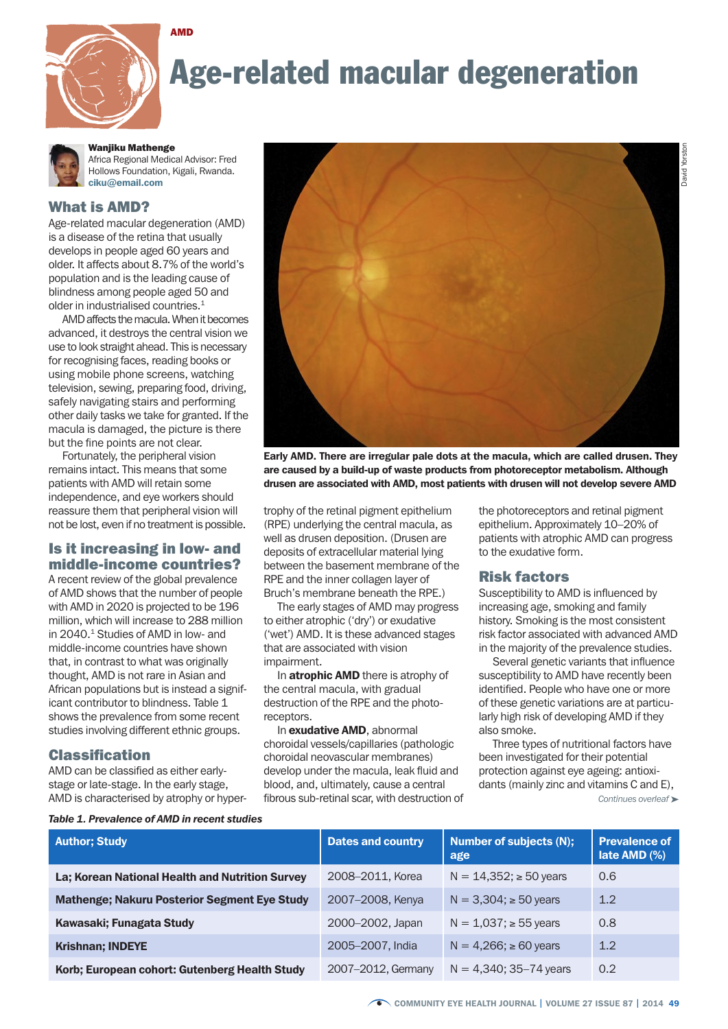AMD

# Age-related macular degeneration

**Wanjiku Mathenge**
Africa Regional Medical Advisor: Fred Hollows Foundation, Kigali, Rwanda.
**ciku@email.com**

## What is AMD?

Age-related macular degeneration (AMD) is a disease of the retina that usually develops in people aged 60 years and older. It affects about 8.7% of the world's population and is the leading cause of blindness among people aged 50 and older in industrialised countries.[1]

AMD affects the macula. When it becomes advanced, it destroys the central vision we use to look straight ahead. This is necessary for recognising faces, reading books or using mobile phone screens, watching television, sewing, preparing food, driving, safely navigating stairs and performing other daily tasks we take for granted. If the macula is damaged, the picture is there but the fine points are not clear.

Fortunately, the peripheral vision remains intact. This means that some patients with AMD will retain some independence, and eye workers should reassure them that peripheral vision will not be lost, even if no treatment is possible.

## Is it increasing in low- and middle-income countries?

A recent review of the global prevalence of AMD shows that the number of people with AMD in 2020 is projected to be 196 million, which will increase to 288 million in 2040.[1] Studies of AMD in low- and middle-income countries have shown that, in contrast to what was originally thought, AMD is not rare in Asian and African populations but is instead a significant contributor to blindness. Table 1 shows the prevalence from some recent studies involving different ethnic groups.

## Classification

AMD can be classified as either early-stage or late-stage. In the early stage, AMD is characterised by atrophy or hypertrophy of the retinal pigment epithelium (RPE) underlying the central macula, as well as drusen deposition. (Drusen are deposits of extracellular material lying between the basement membrane of the RPE and the inner collagen layer of Bruch's membrane beneath the RPE.)

The early stages of AMD may progress to either atrophic ('dry') or exudative ('wet') AMD. It is these advanced stages that are associated with vision impairment.

In **atrophic AMD** there is atrophy of the central macula, with gradual destruction of the RPE and the photoreceptors.

In **exudative AMD**, abnormal choroidal vessels/capillaries (pathologic choroidal neovascular membranes) develop under the macula, leak fluid and blood, and, ultimately, cause a central fibrous sub-retinal scar, with destruction of the photoreceptors and retinal pigment epithelium. Approximately 10–20% of patients with atrophic AMD can progress to the exudative form.

**Early AMD. There are irregular pale dots at the macula, which are called drusen. They are caused by a build-up of waste products from photoreceptor metabolism. Although drusen are associated with AMD, most patients with drusen will not develop severe AMD**

## Risk factors

Susceptibility to AMD is influenced by increasing age, smoking and family history. Smoking is the most consistent risk factor associated with advanced AMD in the majority of the prevalence studies.

Several genetic variants that influence susceptibility to AMD have recently been identified. People who have one or more of these genetic variations are at particularly high risk of developing AMD if they also smoke.

Three types of nutritional factors have been investigated for their potential protection against eye ageing: antioxidants (mainly zinc and vitamins C and E),

*Continues overleaf ➤*

***Table 1. Prevalence of AMD in recent studies***

| Author; Study | Dates and country | Number of subjects (N); age | Prevalence of late AMD (%) |
|---|---|---|---|
| **La; Korean National Health and Nutrition Survey** | 2008–2011, Korea | N = 14,352; ≥ 50 years | 0.6 |
| **Mathenge; Nakuru Posterior Segment Eye Study** | 2007–2008, Kenya | N = 3,304; ≥ 50 years | 1.2 |
| **Kawasaki; Funagata Study** | 2000–2002, Japan | N = 1,037; ≥ 55 years | 0.8 |
| **Krishnan; INDEYE** | 2005–2007, India | N = 4,266; ≥ 60 years | 1.2 |
| **Korb; European cohort: Gutenberg Health Study** | 2007–2012, Germany | N = 4,340; 35–74 years | 0.2 |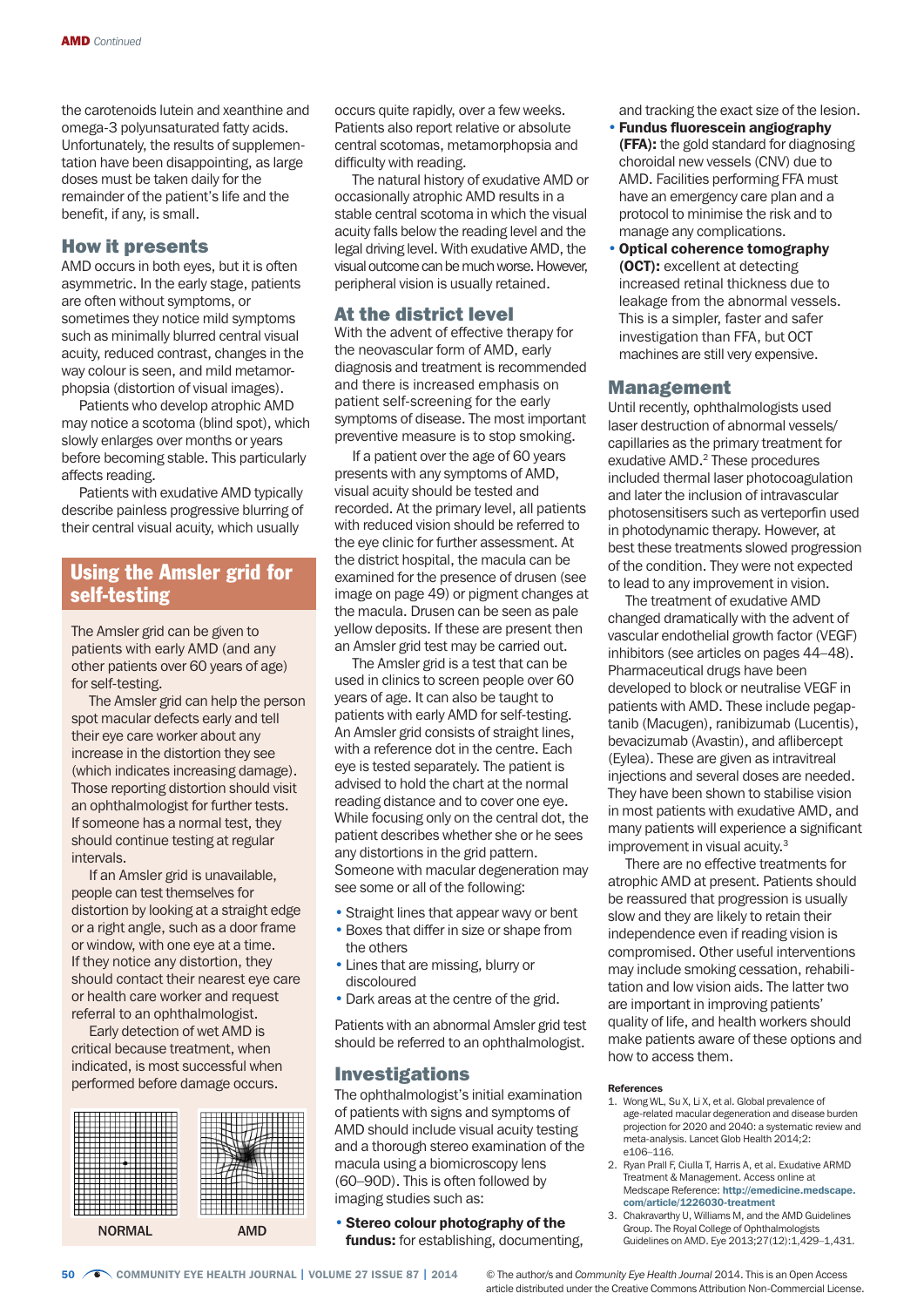the carotenoids lutein and xeanthine and omega-3 polyunsaturated fatty acids. Unfortunately, the results of supplementation have been disappointing, as large doses must be taken daily for the remainder of the patient's life and the benefit, if any, is small.

## How it presents

AMD occurs in both eyes, but it is often asymmetric. In the early stage, patients are often without symptoms, or sometimes they notice mild symptoms such as minimally blurred central visual acuity, reduced contrast, changes in the way colour is seen, and mild metamorphopsia (distortion of visual images).

Patients who develop atrophic AMD may notice a scotoma (blind spot), which slowly enlarges over months or years before becoming stable. This particularly affects reading.

Patients with exudative AMD typically describe painless progressive blurring of their central visual acuity, which usually occurs quite rapidly, over a few weeks. Patients also report relative or absolute central scotomas, metamorphopsia and difficulty with reading.

The natural history of exudative AMD or occasionally atrophic AMD results in a stable central scotoma in which the visual acuity falls below the reading level and the legal driving level. With exudative AMD, the visual outcome can be much worse. However, peripheral vision is usually retained.

## Using the Amsler grid for self-testing

The Amsler grid can be given to patients with early AMD (and any other patients over 60 years of age) for self-testing.

The Amsler grid can help the person spot macular defects early and tell their eye care worker about any increase in the distortion they see (which indicates increasing damage). Those reporting distortion should visit an ophthalmologist for further tests. If someone has a normal test, they should continue testing at regular intervals.

If an Amsler grid is unavailable, people can test themselves for distortion by looking at a straight edge or a right angle, such as a door frame or window, with one eye at a time. If they notice any distortion, they should contact their nearest eye care or health care worker and request referral to an ophthalmologist.

Early detection of wet AMD is critical because treatment, when indicated, is most successful when performed before damage occurs.

NORMAL

AMD

## At the district level

With the advent of effective therapy for the neovascular form of AMD, early diagnosis and treatment is recommended and there is increased emphasis on patient self-screening for the early symptoms of disease. The most important preventive measure is to stop smoking.

If a patient over the age of 60 years presents with any symptoms of AMD, visual acuity should be tested and recorded. At the primary level, all patients with reduced vision should be referred to the eye clinic for further assessment. At the district hospital, the macula can be examined for the presence of drusen (see image on page 49) or pigment changes at the macula. Drusen can be seen as pale yellow deposits. If these are present then an Amsler grid test may be carried out.

The Amsler grid is a test that can be used in clinics to screen people over 60 years of age. It can also be taught to patients with early AMD for self-testing. An Amsler grid consists of straight lines, with a reference dot in the centre. Each eye is tested separately. The patient is advised to hold the chart at the normal reading distance and to cover one eye. While focusing only on the central dot, the patient describes whether she or he sees any distortions in the grid pattern. Someone with macular degeneration may see some or all of the following:

- Straight lines that appear wavy or bent
- Boxes that differ in size or shape from the others
- Lines that are missing, blurry or discoloured
- Dark areas at the centre of the grid.

Patients with an abnormal Amsler grid test should be referred to an ophthalmologist.

## Investigations

The ophthalmologist's initial examination of patients with signs and symptoms of AMD should include visual acuity testing and a thorough stereo examination of the macula using a biomicroscopy lens (60–90D). This is often followed by imaging studies such as:

- **Stereo colour photography of the fundus:** for establishing, documenting, and tracking the exact size of the lesion.
- **Fundus fluorescein angiography (FFA):** the gold standard for diagnosing choroidal new vessels (CNV) due to AMD. Facilities performing FFA must have an emergency care plan and a protocol to minimise the risk and to manage any complications.
- **Optical coherence tomography (OCT):** excellent at detecting increased retinal thickness due to leakage from the abnormal vessels. This is a simpler, faster and safer investigation than FFA, but OCT machines are still very expensive.

## Management

Until recently, ophthalmologists used laser destruction of abnormal vessels/capillaries as the primary treatment for exudative AMD.[2] These procedures included thermal laser photocoagulation and later the inclusion of intravascular photosensitisers such as verteporfin used in photodynamic therapy. However, at best these treatments slowed progression of the condition. They were not expected to lead to any improvement in vision.

The treatment of exudative AMD changed dramatically with the advent of vascular endothelial growth factor (VEGF) inhibitors (see articles on pages 44–48). Pharmaceutical drugs have been developed to block or neutralise VEGF in patients with AMD. These include pegaptanib (Macugen), ranibizumab (Lucentis), bevacizumab (Avastin), and aflibercept (Eylea). These are given as intravitreal injections and several doses are needed. They have been shown to stabilise vision in most patients with exudative AMD, and many patients will experience a significant improvement in visual acuity.[3]

There are no effective treatments for atrophic AMD at present. Patients should be reassured that progression is usually slow and they are likely to retain their independence even if reading vision is compromised. Other useful interventions may include smoking cessation, rehabilitation and low vision aids. The latter two are important in improving patients' quality of life, and health workers should make patients aware of these options and how to access them.

### References

1. Wong WL, Su X, Li X, et al. Global prevalence of age-related macular degeneration and disease burden projection for 2020 and 2040: a systematic review and meta-analysis. Lancet Glob Health 2014;2: e106–116.
2. Ryan Prall F, Ciulla T, Harris A, et al. Exudative ARMD Treatment & Management. Access online at Medscape Reference: http://emedicine.medscape.com/article/1226030-treatment
3. Chakravarthy U, Williams M, and the AMD Guidelines Group. The Royal College of Ophthalmologists Guidelines on AMD. Eye 2013;27(12):1,429–1,431.

© The author/s and *Community Eye Health Journal* 2014. This is an Open Access article distributed under the Creative Commons Attribution Non-Commercial License.